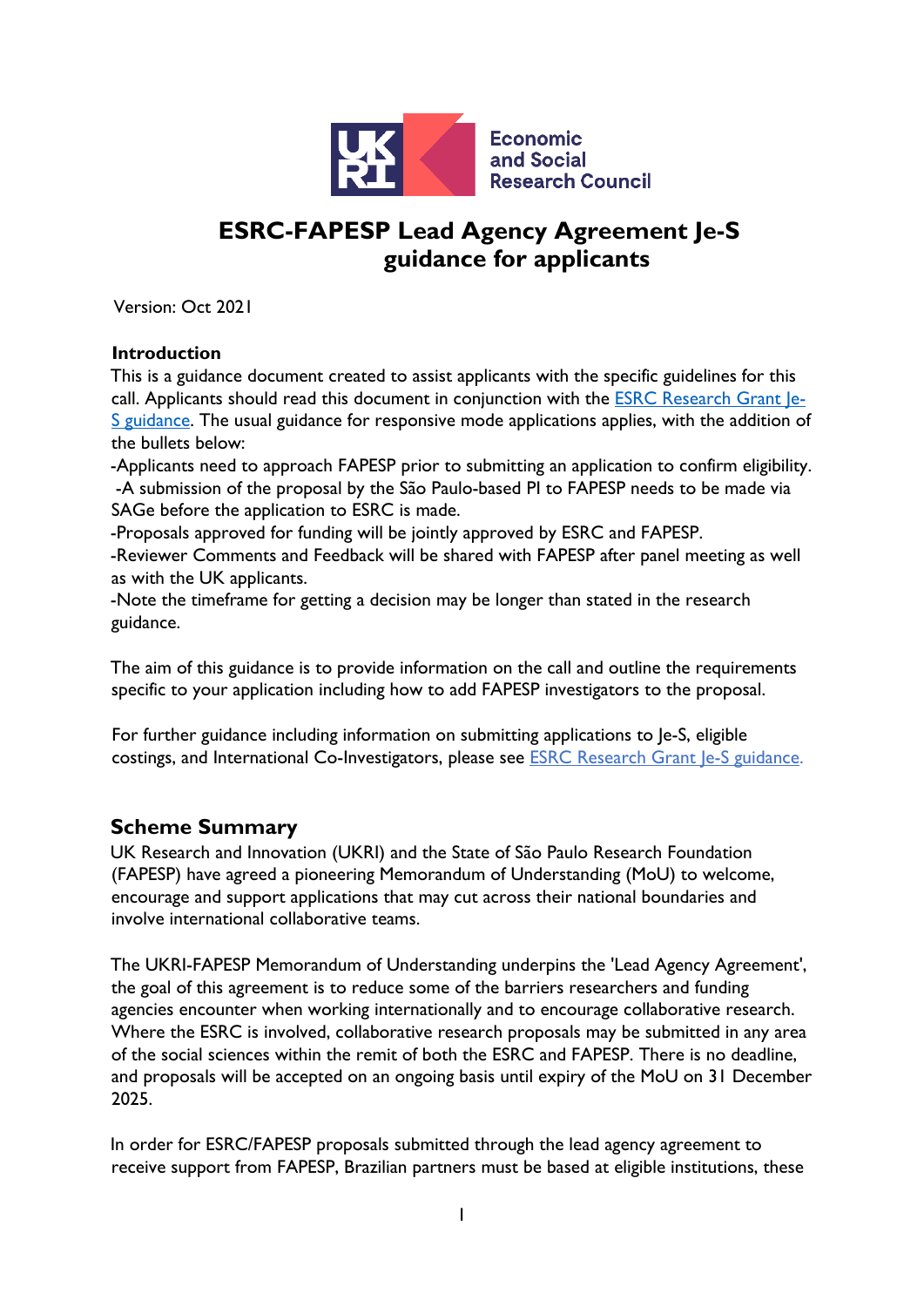# ESRC-FAPESP Lead Agency Agreement Je-S guidance for applicants

Version: Oct 2021

### Introduction

This is a guidance document created to assist applicants with the specific guidelines for this call. Applicants should read this document in conjunction with the [ESRC Research Grant Je-S guidance](). The usual guidance for responsive mode applications applies, with the addition of the bullets below:

-Applicants need to approach FAPESP prior to submitting an application to confirm eligibility.

-A submission of the proposal by the São Paulo-based PI to FAPESP needs to be made via SAGe before the application to ESRC is made.

-Proposals approved for funding will be jointly approved by ESRC and FAPESP.

-Reviewer Comments and Feedback will be shared with FAPESP after panel meeting as well as with the UK applicants.

-Note the timeframe for getting a decision may be longer than stated in the research guidance.

The aim of this guidance is to provide information on the call and outline the requirements specific to your application including how to add FAPESP investigators to the proposal.

For further guidance including information on submitting applications to Je-S, eligible costings, and International Co-Investigators, please see [ESRC Research Grant Je-S guidance.]()

## Scheme Summary

UK Research and Innovation (UKRI) and the State of São Paulo Research Foundation (FAPESP) have agreed a pioneering Memorandum of Understanding (MoU) to welcome, encourage and support applications that may cut across their national boundaries and involve international collaborative teams.

The UKRI-FAPESP Memorandum of Understanding underpins the 'Lead Agency Agreement', the goal of this agreement is to reduce some of the barriers researchers and funding agencies encounter when working internationally and to encourage collaborative research. Where the ESRC is involved, collaborative research proposals may be submitted in any area of the social sciences within the remit of both the ESRC and FAPESP. There is no deadline, and proposals will be accepted on an ongoing basis until expiry of the MoU on 31 December 2025.

In order for ESRC/FAPESP proposals submitted through the lead agency agreement to receive support from FAPESP, Brazilian partners must be based at eligible institutions, these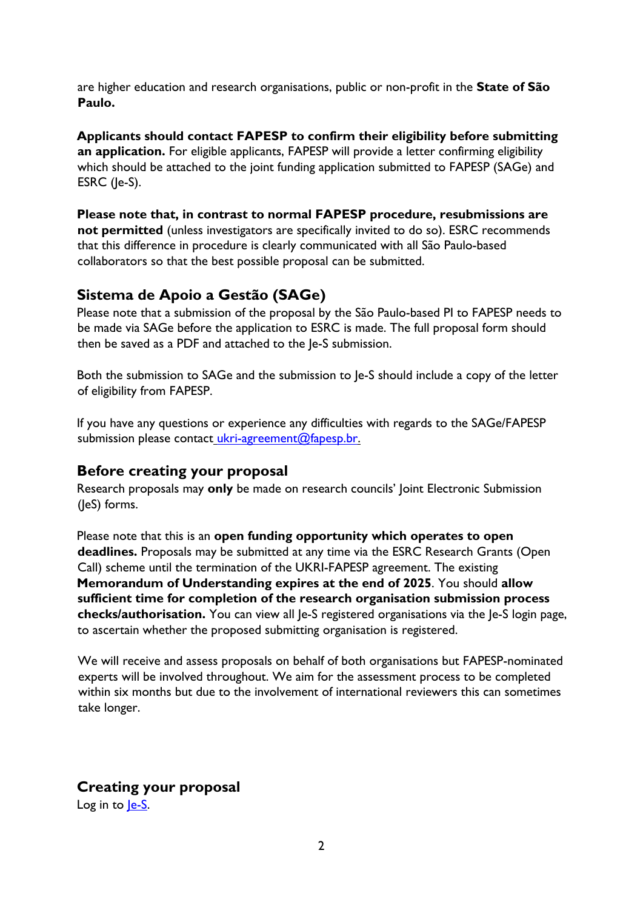are higher education and research organisations, public or non-profit in the **State of São Paulo.**

**Applicants should contact FAPESP to confirm their eligibility before submitting an application.** For eligible applicants, FAPESP will provide a letter confirming eligibility which should be attached to the joint funding application submitted to FAPESP (SAGe) and ESRC (Je-S).

**Please note that, in contrast to normal FAPESP procedure, resubmissions are not permitted** (unless investigators are specifically invited to do so). ESRC recommends that this difference in procedure is clearly communicated with all São Paulo-based collaborators so that the best possible proposal can be submitted.

## Sistema de Apoio a Gestão (SAGe)

Please note that a submission of the proposal by the São Paulo-based PI to FAPESP needs to be made via SAGe before the application to ESRC is made. The full proposal form should then be saved as a PDF and attached to the Je-S submission.

Both the submission to SAGe and the submission to Je-S should include a copy of the letter of eligibility from FAPESP.

If you have any questions or experience any difficulties with regards to the SAGe/FAPESP submission please contact [ukri-agreement@fapesp.br](mailto:ukri-agreement@fapesp.br).

## Before creating your proposal

Research proposals may **only** be made on research councils' Joint Electronic Submission (JeS) forms.

Please note that this is an **open funding opportunity which operates to open deadlines.** Proposals may be submitted at any time via the ESRC Research Grants (Open Call) scheme until the termination of the UKRI-FAPESP agreement. The existing **Memorandum of Understanding expires at the end of 2025**. You should **allow sufficient time for completion of the research organisation submission process checks/authorisation.** You can view all Je-S registered organisations via the Je-S login page, to ascertain whether the proposed submitting organisation is registered.

We will receive and assess proposals on behalf of both organisations but FAPESP-nominated experts will be involved throughout. We aim for the assessment process to be completed within six months but due to the involvement of international reviewers this can sometimes take longer.

## Creating your proposal

Log in to [Je-S](Je-S).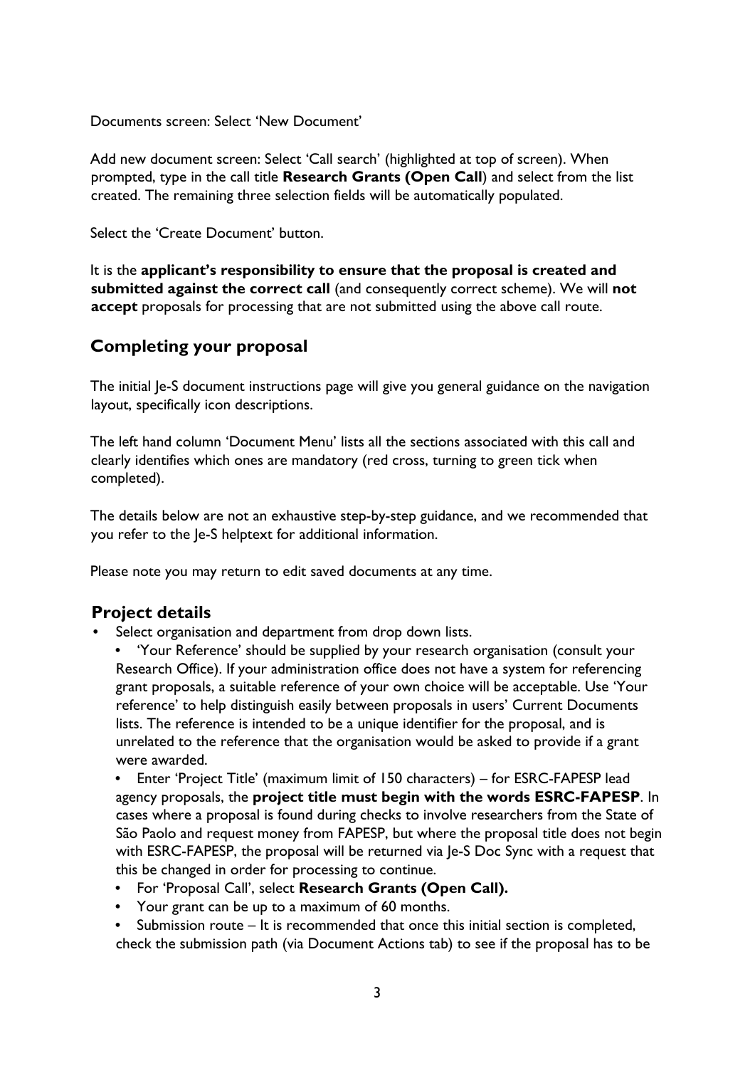Documents screen: Select 'New Document'

Add new document screen: Select 'Call search' (highlighted at top of screen). When prompted, type in the call title **Research Grants (Open Call**) and select from the list created. The remaining three selection fields will be automatically populated.

Select the 'Create Document' button.

It is the **applicant's responsibility to ensure that the proposal is created and submitted against the correct call** (and consequently correct scheme). We will **not accept** proposals for processing that are not submitted using the above call route.

## Completing your proposal

The initial Je-S document instructions page will give you general guidance on the navigation layout, specifically icon descriptions.

The left hand column 'Document Menu' lists all the sections associated with this call and clearly identifies which ones are mandatory (red cross, turning to green tick when completed).

The details below are not an exhaustive step-by-step guidance, and we recommended that you refer to the Je-S helptext for additional information.

Please note you may return to edit saved documents at any time.

### Project details

- Select organisation and department from drop down lists.
  - 'Your Reference' should be supplied by your research organisation (consult your Research Office). If your administration office does not have a system for referencing grant proposals, a suitable reference of your own choice will be acceptable. Use 'Your reference' to help distinguish easily between proposals in users' Current Documents lists. The reference is intended to be a unique identifier for the proposal, and is unrelated to the reference that the organisation would be asked to provide if a grant were awarded.
  - Enter 'Project Title' (maximum limit of 150 characters) – for ESRC-FAPESP lead agency proposals, the **project title must begin with the words ESRC-FAPESP**. In cases where a proposal is found during checks to involve researchers from the State of São Paolo and request money from FAPESP, but where the proposal title does not begin with ESRC-FAPESP, the proposal will be returned via Je-S Doc Sync with a request that this be changed in order for processing to continue.
  - For 'Proposal Call', select **Research Grants (Open Call).**
  - Your grant can be up to a maximum of 60 months.
  - Submission route – It is recommended that once this initial section is completed, check the submission path (via Document Actions tab) to see if the proposal has to be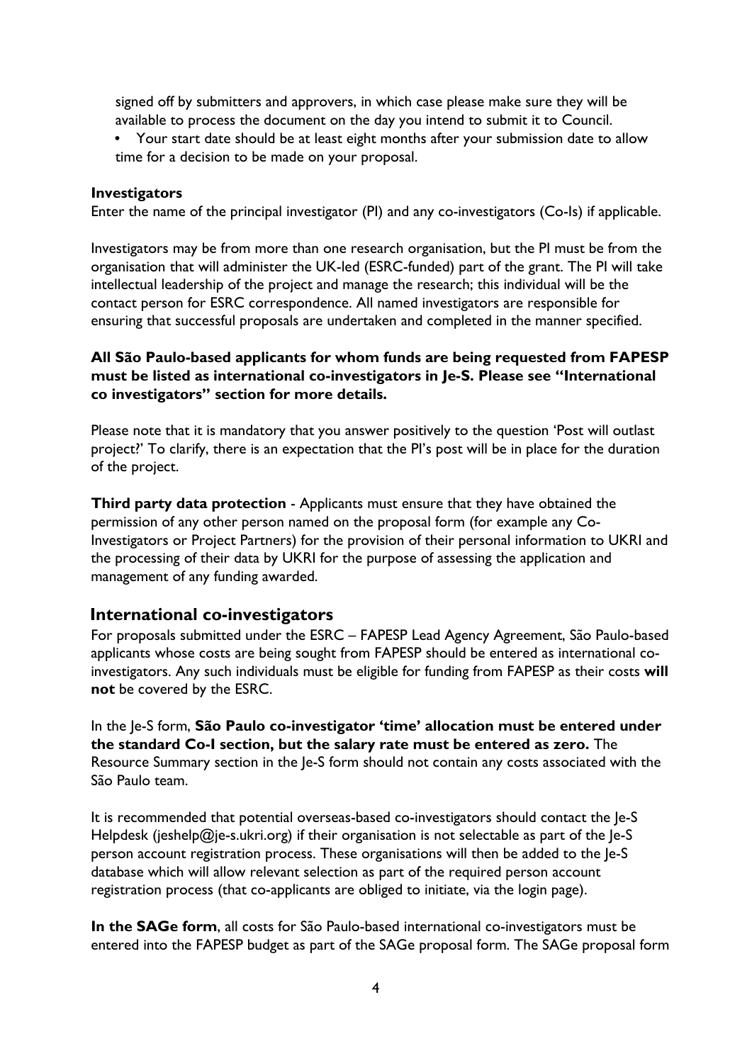signed off by submitters and approvers, in which case please make sure they will be available to process the document on the day you intend to submit it to Council.

- Your start date should be at least eight months after your submission date to allow time for a decision to be made on your proposal.

**Investigators**

Enter the name of the principal investigator (PI) and any co-investigators (Co-Is) if applicable.

Investigators may be from more than one research organisation, but the PI must be from the organisation that will administer the UK-led (ESRC-funded) part of the grant. The PI will take intellectual leadership of the project and manage the research; this individual will be the contact person for ESRC correspondence. All named investigators are responsible for ensuring that successful proposals are undertaken and completed in the manner specified.

**All São Paulo-based applicants for whom funds are being requested from FAPESP must be listed as international co-investigators in Je-S. Please see "International co investigators" section for more details.**

Please note that it is mandatory that you answer positively to the question 'Post will outlast project?' To clarify, there is an expectation that the PI's post will be in place for the duration of the project.

**Third party data protection** - Applicants must ensure that they have obtained the permission of any other person named on the proposal form (for example any Co-Investigators or Project Partners) for the provision of their personal information to UKRI and the processing of their data by UKRI for the purpose of assessing the application and management of any funding awarded.

## International co-investigators

For proposals submitted under the ESRC – FAPESP Lead Agency Agreement, São Paulo-based applicants whose costs are being sought from FAPESP should be entered as international co-investigators. Any such individuals must be eligible for funding from FAPESP as their costs **will not** be covered by the ESRC.

In the Je-S form, **São Paulo co-investigator 'time' allocation must be entered under the standard Co-I section, but the salary rate must be entered as zero.** The Resource Summary section in the Je-S form should not contain any costs associated with the São Paulo team.

It is recommended that potential overseas-based co-investigators should contact the Je-S Helpdesk (jeshelp@je-s.ukri.org) if their organisation is not selectable as part of the Je-S person account registration process. These organisations will then be added to the Je-S database which will allow relevant selection as part of the required person account registration process (that co-applicants are obliged to initiate, via the login page).

**In the SAGe form**, all costs for São Paulo-based international co-investigators must be entered into the FAPESP budget as part of the SAGe proposal form. The SAGe proposal form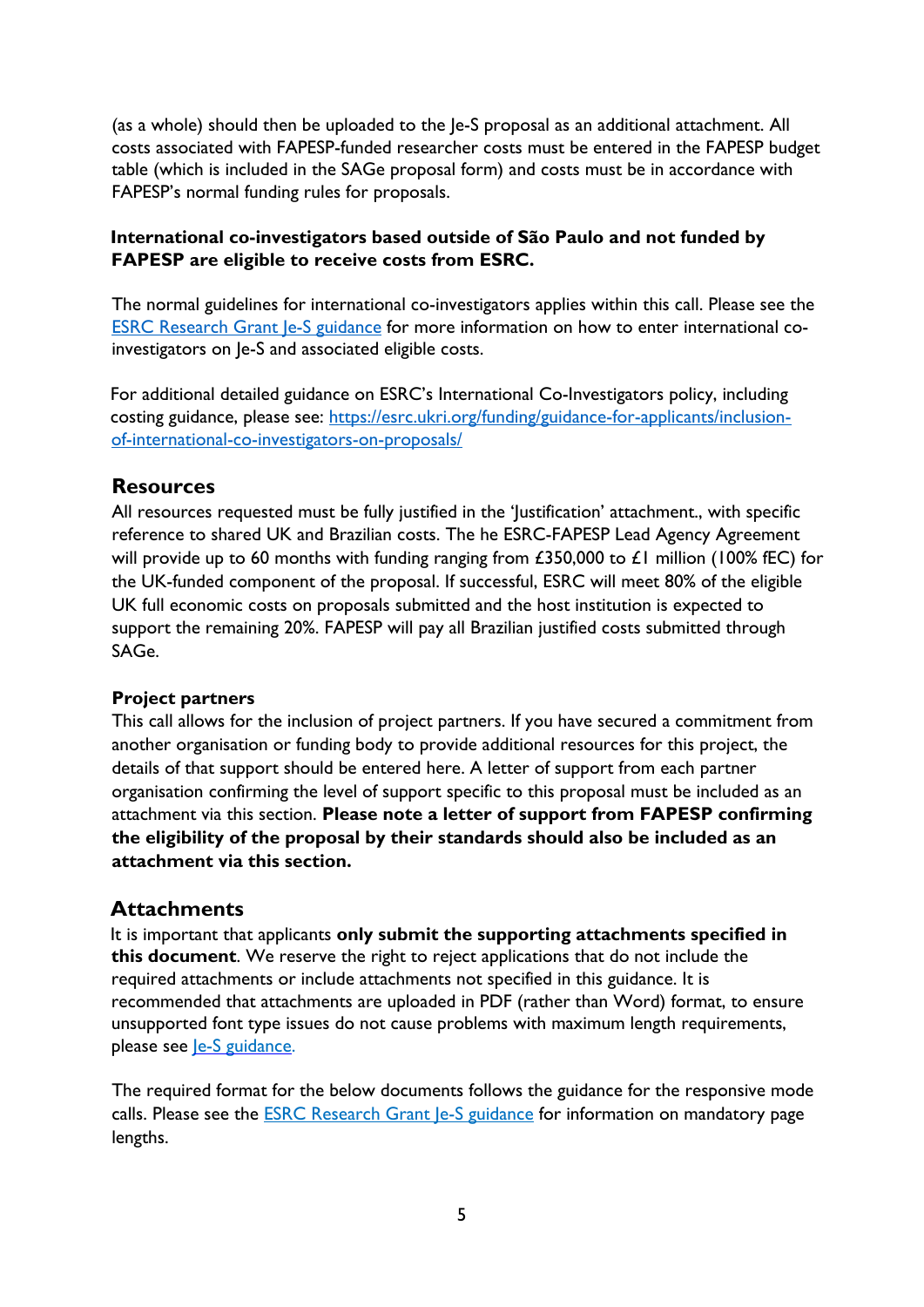(as a whole) should then be uploaded to the Je-S proposal as an additional attachment. All costs associated with FAPESP-funded researcher costs must be entered in the FAPESP budget table (which is included in the SAGe proposal form) and costs must be in accordance with FAPESP's normal funding rules for proposals.

**International co-investigators based outside of São Paulo and not funded by FAPESP are eligible to receive costs from ESRC.**

The normal guidelines for international co-investigators applies within this call. Please see the [ESRC Research Grant Je-S guidance](#) for more information on how to enter international co-investigators on Je-S and associated eligible costs.

For additional detailed guidance on ESRC's International Co-Investigators policy, including costing guidance, please see: [https://esrc.ukri.org/funding/guidance-for-applicants/inclusion-of-international-co-investigators-on-proposals/](https://esrc.ukri.org/funding/guidance-for-applicants/inclusion-of-international-co-investigators-on-proposals/)

## Resources

All resources requested must be fully justified in the 'Justification' attachment., with specific reference to shared UK and Brazilian costs. The he ESRC-FAPESP Lead Agency Agreement will provide up to 60 months with funding ranging from £350,000 to £1 million (100% fEC) for the UK-funded component of the proposal. If successful, ESRC will meet 80% of the eligible UK full economic costs on proposals submitted and the host institution is expected to support the remaining 20%. FAPESP will pay all Brazilian justified costs submitted through SAGe.

### Project partners

This call allows for the inclusion of project partners. If you have secured a commitment from another organisation or funding body to provide additional resources for this project, the details of that support should be entered here. A letter of support from each partner organisation confirming the level of support specific to this proposal must be included as an attachment via this section. **Please note a letter of support from FAPESP confirming the eligibility of the proposal by their standards should also be included as an attachment via this section.**

## Attachments

It is important that applicants **only submit the supporting attachments specified in this document**. We reserve the right to reject applications that do not include the required attachments or include attachments not specified in this guidance. It is recommended that attachments are uploaded in PDF (rather than Word) format, to ensure unsupported font type issues do not cause problems with maximum length requirements, please see [Je-S guidance.](#)

The required format for the below documents follows the guidance for the responsive mode calls. Please see the [ESRC Research Grant Je-S guidance](#) for information on mandatory page lengths.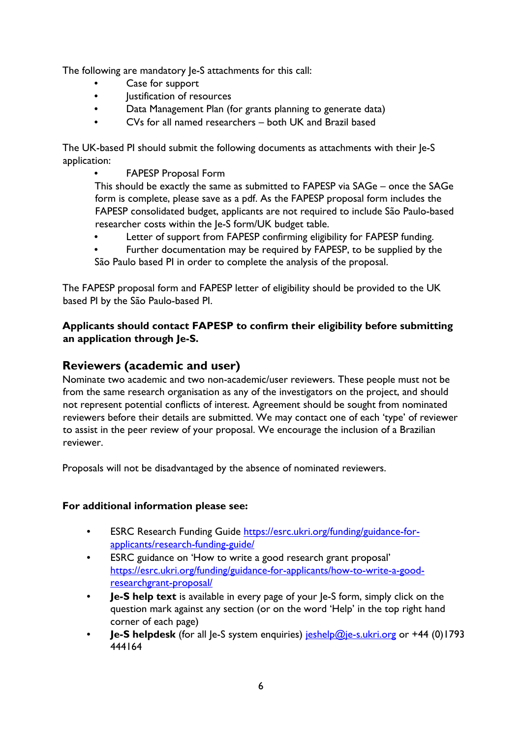The following are mandatory Je-S attachments for this call:

- Case for support
- Justification of resources
- Data Management Plan (for grants planning to generate data)
- CVs for all named researchers – both UK and Brazil based

The UK-based PI should submit the following documents as attachments with their Je-S application:

- FAPESP Proposal Form
  This should be exactly the same as submitted to FAPESP via SAGe – once the SAGe form is complete, please save as a pdf. As the FAPESP proposal form includes the FAPESP consolidated budget, applicants are not required to include São Paulo-based researcher costs within the Je-S form/UK budget table.
- Letter of support from FAPESP confirming eligibility for FAPESP funding.
- Further documentation may be required by FAPESP, to be supplied by the São Paulo based PI in order to complete the analysis of the proposal.

The FAPESP proposal form and FAPESP letter of eligibility should be provided to the UK based PI by the São Paulo-based PI.

**Applicants should contact FAPESP to confirm their eligibility before submitting an application through Je-S.**

## Reviewers (academic and user)

Nominate two academic and two non-academic/user reviewers. These people must not be from the same research organisation as any of the investigators on the project, and should not represent potential conflicts of interest. Agreement should be sought from nominated reviewers before their details are submitted. We may contact one of each 'type' of reviewer to assist in the peer review of your proposal. We encourage the inclusion of a Brazilian reviewer.

Proposals will not be disadvantaged by the absence of nominated reviewers.

**For additional information please see:**

- ESRC Research Funding Guide https://esrc.ukri.org/funding/guidance-for-applicants/research-funding-guide/
- ESRC guidance on 'How to write a good research grant proposal' https://esrc.ukri.org/funding/guidance-for-applicants/how-to-write-a-good-researchgrant-proposal/
- **Je-S help text** is available in every page of your Je-S form, simply click on the question mark against any section (or on the word 'Help' in the top right hand corner of each page)
- **Je-S helpdesk** (for all Je-S system enquiries) jeshelp@je-s.ukri.org or +44 (0)1793 444164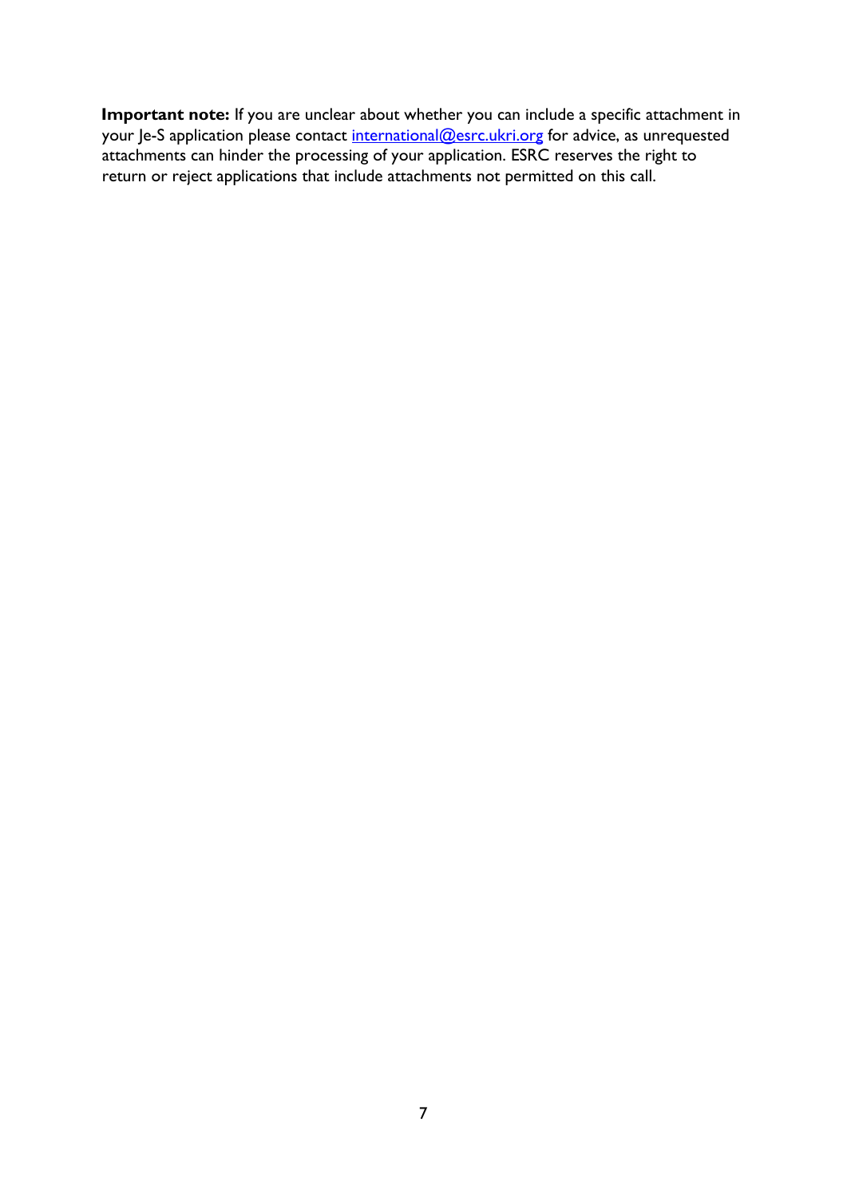**Important note:** If you are unclear about whether you can include a specific attachment in your Je-S application please contact international@esrc.ukri.org for advice, as unrequested attachments can hinder the processing of your application. ESRC reserves the right to return or reject applications that include attachments not permitted on this call.